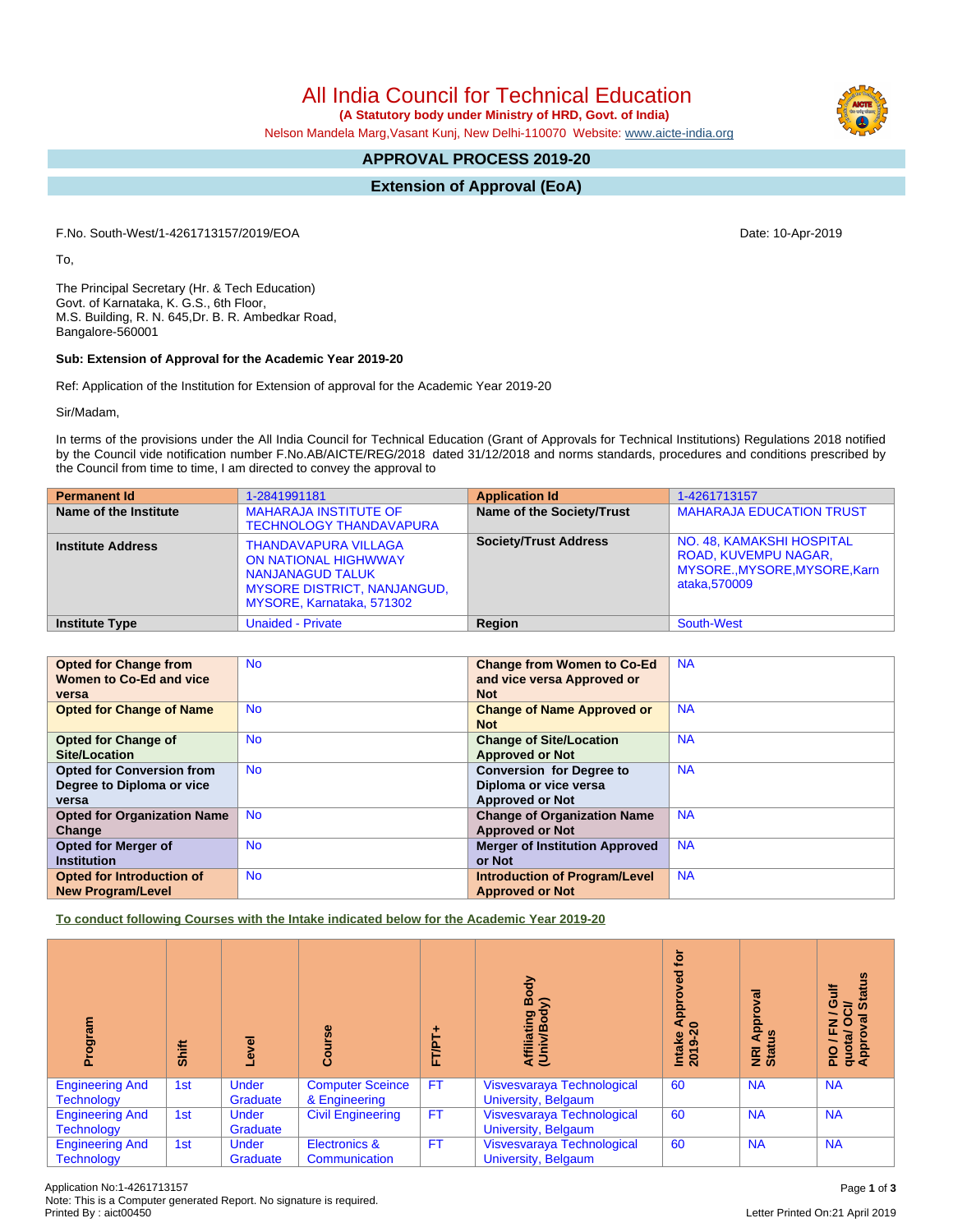# All India Council for Technical Education

**(A Statutory body under Ministry of HRD, Govt. of India)**

Nelson Mandela Marg,Vasant Kunj, New Delhi-110070 Website: www.aicte-india.org

## APPROVAL PROCESS 2019-20

## Extension of Approval (EoA)

F.No. South-West/1-4261713157/2019/EOA

Date: 10-Apr-2019

To,

The Principal Secretary (Hr. & Tech Education)
Govt. of Karnataka, K. G.S., 6th Floor,
M.S. Building, R. N. 645,Dr. B. R. Ambedkar Road,
Bangalore-560001

**Sub: Extension of Approval for the Academic Year 2019-20**

Ref: Application of the Institution for Extension of approval for the Academic Year 2019-20

Sir/Madam,

In terms of the provisions under the All India Council for Technical Education (Grant of Approvals for Technical Institutions) Regulations 2018 notified by the Council vide notification number F.No.AB/AICTE/REG/2018 dated 31/12/2018 and norms standards, procedures and conditions prescribed by the Council from time to time, I am directed to convey the approval to

| **Permanent Id** | 1-2841991181 | **Application Id** | 1-4261713157 |
|---|---|---|---|
| **Name of the Institute** | MAHARAJA INSTITUTE OF TECHNOLOGY THANDAVAPURA | **Name of the Society/Trust** | MAHARAJA EDUCATION TRUST |
| **Institute Address** | THANDAVAPURA VILLAGA ON NATIONAL HIGHWWAY NANJANAGUD TALUK MYSORE DISTRICT, NANJANGUD, MYSORE, Karnataka, 571302 | **Society/Trust Address** | NO. 48, KAMAKSHI HOSPITAL ROAD, KUVEMPU NAGAR, MYSORE.,MYSORE,MYSORE,Karnataka,570009 |
| **Institute Type** | Unaided - Private | **Region** | South-West |

| **Opted for Change from Women to Co-Ed and vice versa** | No | **Change from Women to Co-Ed and vice versa Approved or Not** | NA |
|---|---|---|---|
| **Opted for Change of Name** | No | **Change of Name Approved or Not** | NA |
| **Opted for Change of Site/Location** | No | **Change of Site/Location Approved or Not** | NA |
| **Opted for Conversion from Degree to Diploma or vice versa** | No | **Conversion for Degree to Diploma or vice versa Approved or Not** | NA |
| **Opted for Organization Name Change** | No | **Change of Organization Name Approved or Not** | NA |
| **Opted for Merger of Institution** | No | **Merger of Institution Approved or Not** | NA |
| **Opted for Introduction of New Program/Level** | No | **Introduction of Program/Level Approved or Not** | NA |

**To conduct following Courses with the Intake indicated below for the Academic Year 2019-20**

| Program | Shift | Level | Course | FT/PT+ | Affiliating Body (Univ/Body) | Intake Approved for 2019-20 | NRI Approval Status | PIO / FN / Gulf quota/ OCI/ Approval Status |
|---|---|---|---|---|---|---|---|---|
| Engineering And Technology | 1st | Under Graduate | Computer Sceince & Engineering | FT | Visvesvaraya Technological University, Belgaum | 60 | NA | NA |
| Engineering And Technology | 1st | Under Graduate | Civil Engineering | FT | Visvesvaraya Technological University, Belgaum | 60 | NA | NA |
| Engineering And Technology | 1st | Under Graduate | Electronics & Communication | FT | Visvesvaraya Technological University, Belgaum | 60 | NA | NA |

Application No:1-4261713157
Note: This is a Computer generated Report. No signature is required.
Printed By : aict00450

Letter Printed On:21 April 2019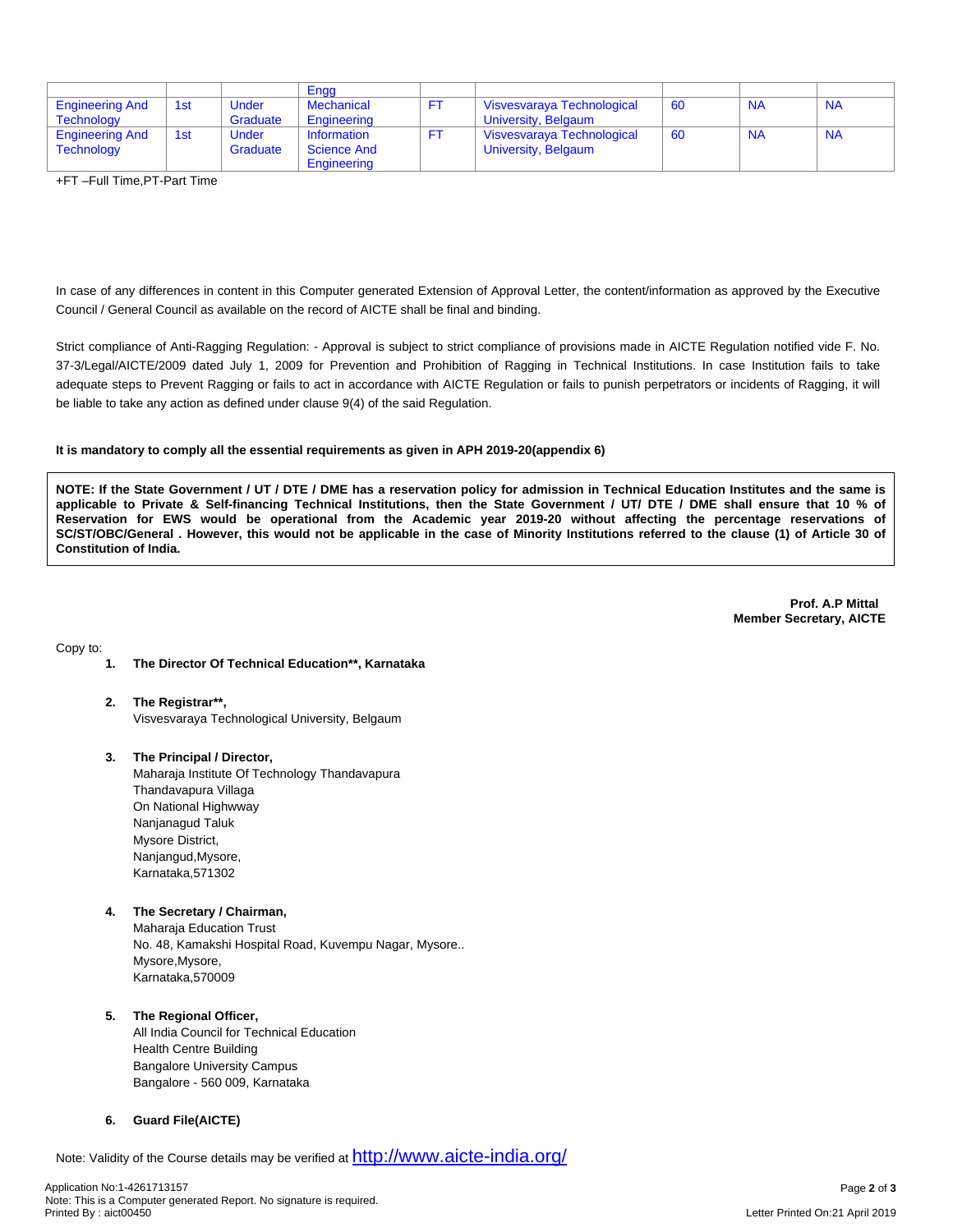| | | | Engg | | | | | |
|---|---|---|---|---|---|---|---|---|
| Engineering And Technology | 1st | Under Graduate | Mechanical Engineering | FT | Visvesvaraya Technological University, Belgaum | 60 | NA | NA |
| Engineering And Technology | 1st | Under Graduate | Information Science And Engineering | FT | Visvesvaraya Technological University, Belgaum | 60 | NA | NA |

+FT –Full Time,PT-Part Time

In case of any differences in content in this Computer generated Extension of Approval Letter, the content/information as approved by the Executive Council / General Council as available on the record of AICTE shall be final and binding.

Strict compliance of Anti-Ragging Regulation: - Approval is subject to strict compliance of provisions made in AICTE Regulation notified vide F. No. 37-3/Legal/AICTE/2009 dated July 1, 2009 for Prevention and Prohibition of Ragging in Technical Institutions. In case Institution fails to take adequate steps to Prevent Ragging or fails to act in accordance with AICTE Regulation or fails to punish perpetrators or incidents of Ragging, it will be liable to take any action as defined under clause 9(4) of the said Regulation.

**It is mandatory to comply all the essential requirements as given in APH 2019-20(appendix 6)**

**NOTE: If the State Government / UT / DTE / DME has a reservation policy for admission in Technical Education Institutes and the same is applicable to Private & Self-financing Technical Institutions, then the State Government / UT/ DTE / DME shall ensure that 10 % of Reservation for EWS would be operational from the Academic year 2019-20 without affecting the percentage reservations of SC/ST/OBC/General . However, this would not be applicable in the case of Minority Institutions referred to the clause (1) of Article 30 of Constitution of India.**

**Prof. A.P Mittal**
**Member Secretary, AICTE**

Copy to:

1. **The Director Of Technical Education**, Karnataka**
2. **The Registrar****,
   Visvesvaraya Technological University, Belgaum
3. **The Principal / Director,**
   Maharaja Institute Of Technology Thandavapura
   Thandavapura Villaga
   On National Highwway
   Nanjanagud Taluk
   Mysore District,
   Nanjangud,Mysore,
   Karnataka,571302
4. **The Secretary / Chairman,**
   Maharaja Education Trust
   No. 48, Kamakshi Hospital Road, Kuvempu Nagar, Mysore..
   Mysore,Mysore,
   Karnataka,570009
5. **The Regional Officer,**
   All India Council for Technical Education
   Health Centre Building
   Bangalore University Campus
   Bangalore - 560 009, Karnataka
6. **Guard File(AICTE)**

Note: Validity of the Course details may be verified at http://www.aicte-india.org/

Application No:1-4261713157
Note: This is a Computer generated Report. No signature is required.
Printed By : aict00450

Letter Printed On:21 April 2019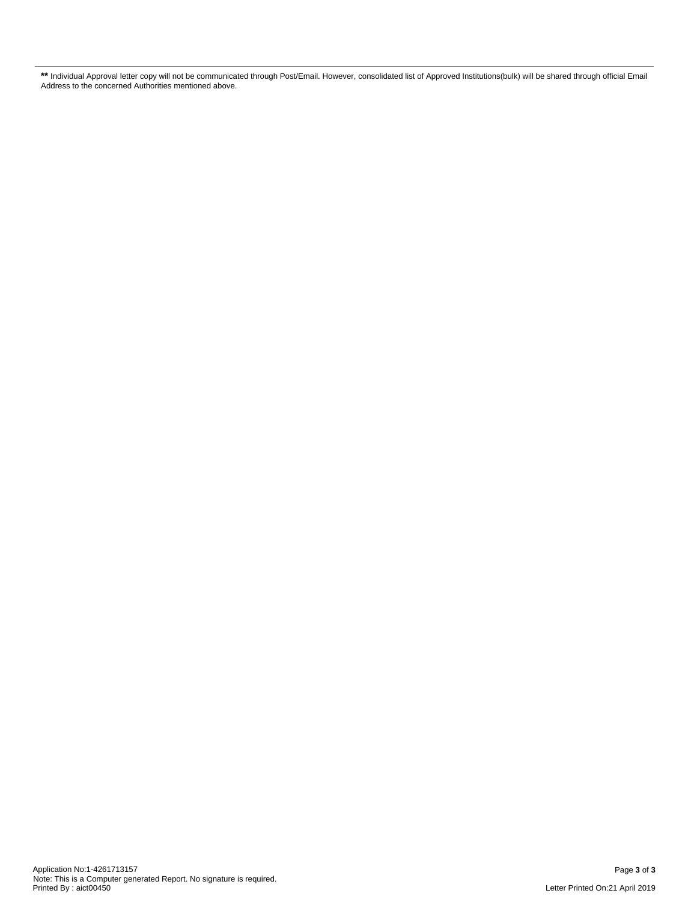** Individual Approval letter copy will not be communicated through Post/Email. However, consolidated list of Approved Institutions(bulk) will be shared through official Email Address to the concerned Authorities mentioned above.